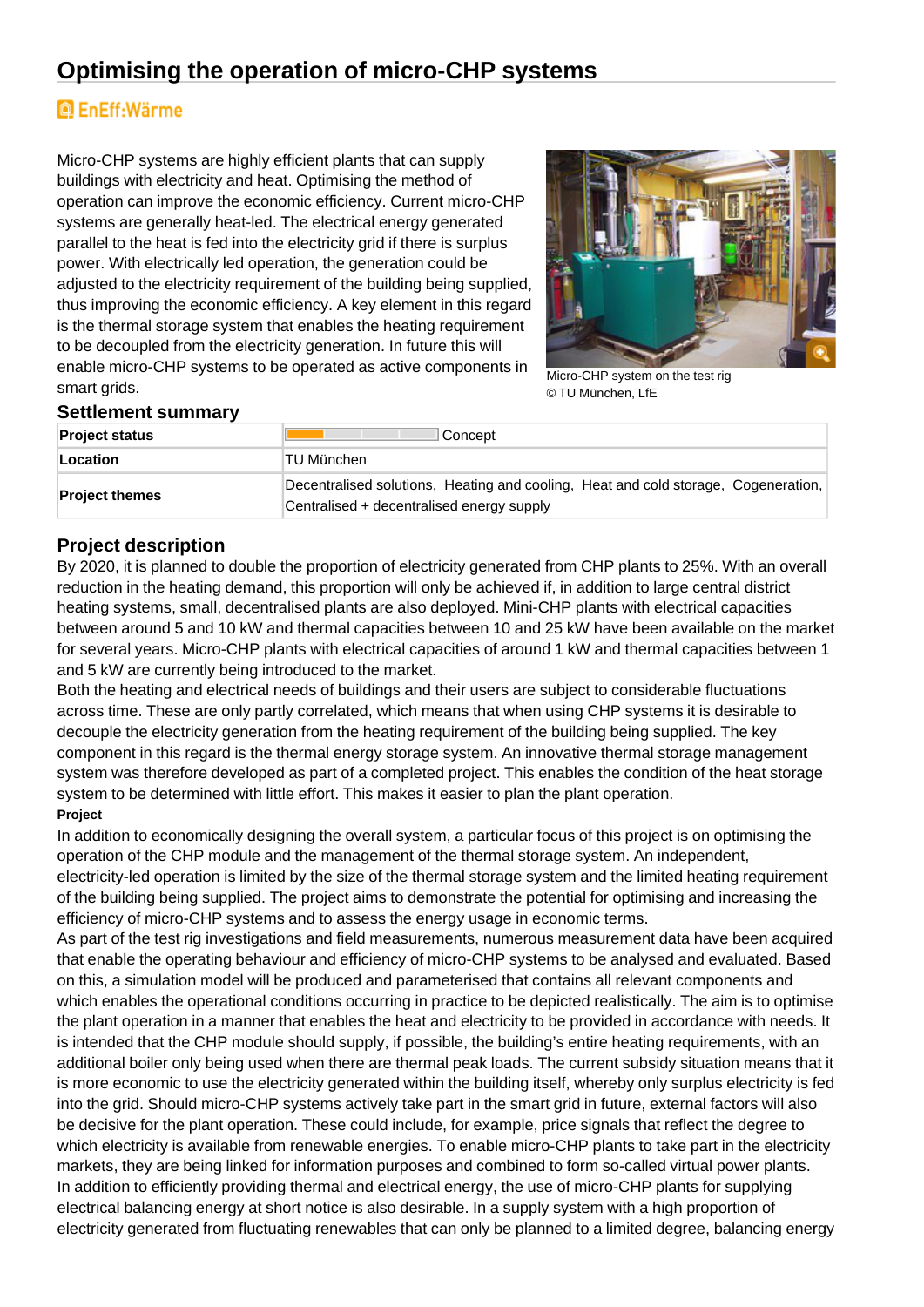# Optimising the operation of micro-CHP systems

EnEff:Wärme

Micro-CHP systems are highly efficient plants that can supply buildings with electricity and heat. Optimising the method of operation can improve the economic efficiency. Current micro-CHP systems are generally heat-led. The electrical energy generated parallel to the heat is fed into the electricity grid if there is surplus power. With electrically led operation, the generation could be adjusted to the electricity requirement of the building being supplied, thus improving the economic efficiency. A key element in this regard is the thermal storage system that enables the heating requirement to be decoupled from the electricity generation. In future this will enable micro-CHP systems to be operated as active components in smart grids.

Micro-CHP system on the test rig
© TU München, LfE

## Settlement summary

| | |
|---|---|
| **Project status** | Concept |
| **Location** | TU München |
| **Project themes** | Decentralised solutions, Heating and cooling, Heat and cold storage, Cogeneration, Centralised + decentralised energy supply |

## Project description

By 2020, it is planned to double the proportion of electricity generated from CHP plants to 25%. With an overall reduction in the heating demand, this proportion will only be achieved if, in addition to large central district heating systems, small, decentralised plants are also deployed. Mini-CHP plants with electrical capacities between around 5 and 10 kW and thermal capacities between 10 and 25 kW have been available on the market for several years. Micro-CHP plants with electrical capacities of around 1 kW and thermal capacities between 1 and 5 kW are currently being introduced to the market.

Both the heating and electrical needs of buildings and their users are subject to considerable fluctuations across time. These are only partly correlated, which means that when using CHP systems it is desirable to decouple the electricity generation from the heating requirement of the building being supplied. The key component in this regard is the thermal energy storage system. An innovative thermal storage management system was therefore developed as part of a completed project. This enables the condition of the heat storage system to be determined with little effort. This makes it easier to plan the plant operation.

**Project**

In addition to economically designing the overall system, a particular focus of this project is on optimising the operation of the CHP module and the management of the thermal storage system. An independent, electricity-led operation is limited by the size of the thermal storage system and the limited heating requirement of the building being supplied. The project aims to demonstrate the potential for optimising and increasing the efficiency of micro-CHP systems and to assess the energy usage in economic terms.

As part of the test rig investigations and field measurements, numerous measurement data have been acquired that enable the operating behaviour and efficiency of micro-CHP systems to be analysed and evaluated. Based on this, a simulation model will be produced and parameterised that contains all relevant components and which enables the operational conditions occurring in practice to be depicted realistically. The aim is to optimise the plant operation in a manner that enables the heat and electricity to be provided in accordance with needs. It is intended that the CHP module should supply, if possible, the building's entire heating requirements, with an additional boiler only being used when there are thermal peak loads. The current subsidy situation means that it is more economic to use the electricity generated within the building itself, whereby only surplus electricity is fed into the grid. Should micro-CHP systems actively take part in the smart grid in future, external factors will also be decisive for the plant operation. These could include, for example, price signals that reflect the degree to which electricity is available from renewable energies. To enable micro-CHP plants to take part in the electricity markets, they are being linked for information purposes and combined to form so-called virtual power plants.

In addition to efficiently providing thermal and electrical energy, the use of micro-CHP plants for supplying electrical balancing energy at short notice is also desirable. In a supply system with a high proportion of electricity generated from fluctuating renewables that can only be planned to a limited degree, balancing energy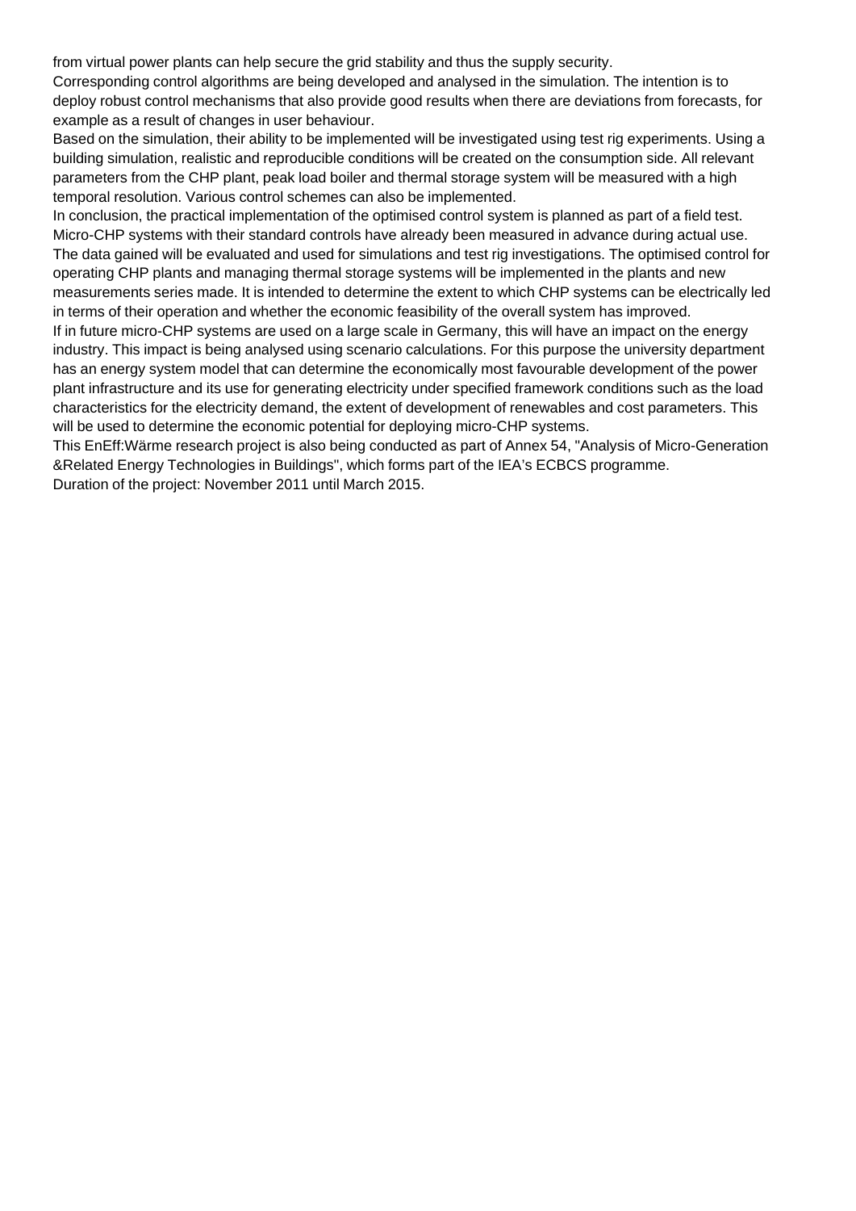from virtual power plants can help secure the grid stability and thus the supply security.

Corresponding control algorithms are being developed and analysed in the simulation. The intention is to deploy robust control mechanisms that also provide good results when there are deviations from forecasts, for example as a result of changes in user behaviour.

Based on the simulation, their ability to be implemented will be investigated using test rig experiments. Using a building simulation, realistic and reproducible conditions will be created on the consumption side. All relevant parameters from the CHP plant, peak load boiler and thermal storage system will be measured with a high temporal resolution. Various control schemes can also be implemented.

In conclusion, the practical implementation of the optimised control system is planned as part of a field test. Micro-CHP systems with their standard controls have already been measured in advance during actual use. The data gained will be evaluated and used for simulations and test rig investigations. The optimised control for operating CHP plants and managing thermal storage systems will be implemented in the plants and new measurements series made. It is intended to determine the extent to which CHP systems can be electrically led in terms of their operation and whether the economic feasibility of the overall system has improved.

If in future micro-CHP systems are used on a large scale in Germany, this will have an impact on the energy industry. This impact is being analysed using scenario calculations. For this purpose the university department has an energy system model that can determine the economically most favourable development of the power plant infrastructure and its use for generating electricity under specified framework conditions such as the load characteristics for the electricity demand, the extent of development of renewables and cost parameters. This will be used to determine the economic potential for deploying micro-CHP systems.

This EnEff:Wärme research project is also being conducted as part of Annex 54, "Analysis of Micro-Generation &Related Energy Technologies in Buildings", which forms part of the IEA's ECBCS programme.

Duration of the project: November 2011 until March 2015.